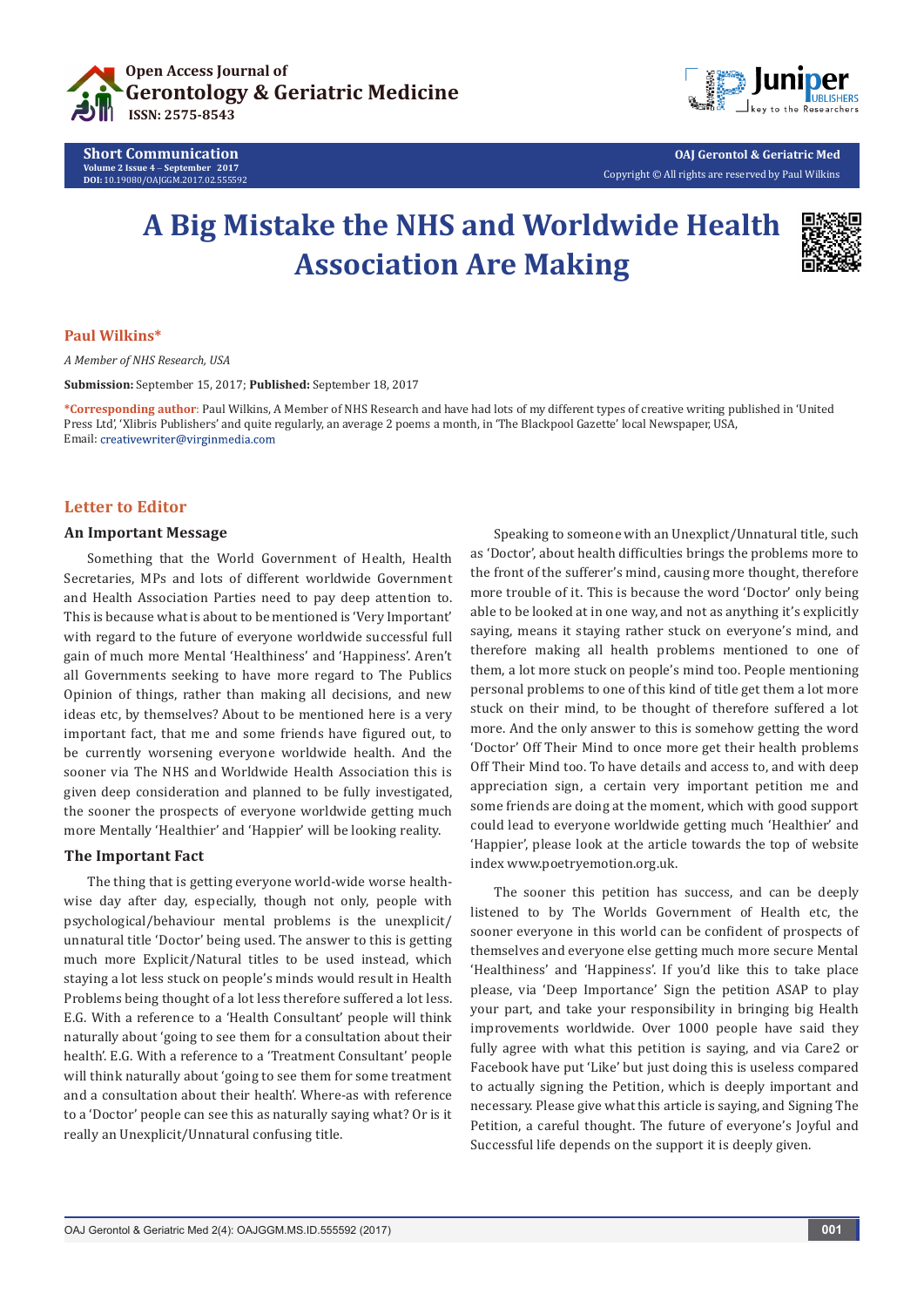Short Communication
Volume 2 Issue 4 – September 2017
DOI: 10.19080/OAJGGM.2017.02.555592

OAJ Gerontol & Geriatric Med
Copyright © All rights are reserved by Paul Wilkins

# A Big Mistake the NHS and Worldwide Health Association Are Making

**Paul Wilkins***

*A Member of NHS Research, USA*

**Submission:** September 15, 2017; **Published:** September 18, 2017

***Corresponding author**: Paul Wilkins, A Member of NHS Research and have had lots of my different types of creative writing published in 'United Press Ltd', 'Xlibris Publishers' and quite regularly, an average 2 poems a month, in 'The Blackpool Gazette' local Newspaper, USA, Email: creativewriter@virginmedia.com

## Letter to Editor

### An Important Message

Something that the World Government of Health, Health Secretaries, MPs and lots of different worldwide Government and Health Association Parties need to pay deep attention to. This is because what is about to be mentioned is 'Very Important' with regard to the future of everyone worldwide successful full gain of much more Mental 'Healthiness' and 'Happiness'. Aren't all Governments seeking to have more regard to The Publics Opinion of things, rather than making all decisions, and new ideas etc, by themselves? About to be mentioned here is a very important fact, that me and some friends have figured out, to be currently worsening everyone worldwide health. And the sooner via The NHS and Worldwide Health Association this is given deep consideration and planned to be fully investigated, the sooner the prospects of everyone worldwide getting much more Mentally 'Healthier' and 'Happier' will be looking reality.

### The Important Fact

The thing that is getting everyone world-wide worse health-wise day after day, especially, though not only, people with psychological/behaviour mental problems is the unexplicit/unnatural title 'Doctor' being used. The answer to this is getting much more Explicit/Natural titles to be used instead, which staying a lot less stuck on people's minds would result in Health Problems being thought of a lot less therefore suffered a lot less. E.G. With a reference to a 'Health Consultant' people will think naturally about 'going to see them for a consultation about their health'. E.G. With a reference to a 'Treatment Consultant' people will think naturally about 'going to see them for some treatment and a consultation about their health'. Where-as with reference to a 'Doctor' people can see this as naturally saying what? Or is it really an Unexplicit/Unnatural confusing title.

Speaking to someone with an Unexplict/Unnatural title, such as 'Doctor', about health difficulties brings the problems more to the front of the sufferer's mind, causing more thought, therefore more trouble of it. This is because the word 'Doctor' only being able to be looked at in one way, and not as anything it's explicitly saying, means it staying rather stuck on everyone's mind, and therefore making all health problems mentioned to one of them, a lot more stuck on people's mind too. People mentioning personal problems to one of this kind of title get them a lot more stuck on their mind, to be thought of therefore suffered a lot more. And the only answer to this is somehow getting the word 'Doctor' Off Their Mind to once more get their health problems Off Their Mind too. To have details and access to, and with deep appreciation sign, a certain very important petition me and some friends are doing at the moment, which with good support could lead to everyone worldwide getting much 'Healthier' and 'Happier', please look at the article towards the top of website index www.poetryemotion.org.uk.

The sooner this petition has success, and can be deeply listened to by The Worlds Government of Health etc, the sooner everyone in this world can be confident of prospects of themselves and everyone else getting much more secure Mental 'Healthiness' and 'Happiness'. If you'd like this to take place please, via 'Deep Importance' Sign the petition ASAP to play your part, and take your responsibility in bringing big Health improvements worldwide. Over 1000 people have said they fully agree with what this petition is saying, and via Care2 or Facebook have put 'Like' but just doing this is useless compared to actually signing the Petition, which is deeply important and necessary. Please give what this article is saying, and Signing The Petition, a careful thought. The future of everyone's Joyful and Successful life depends on the support it is deeply given.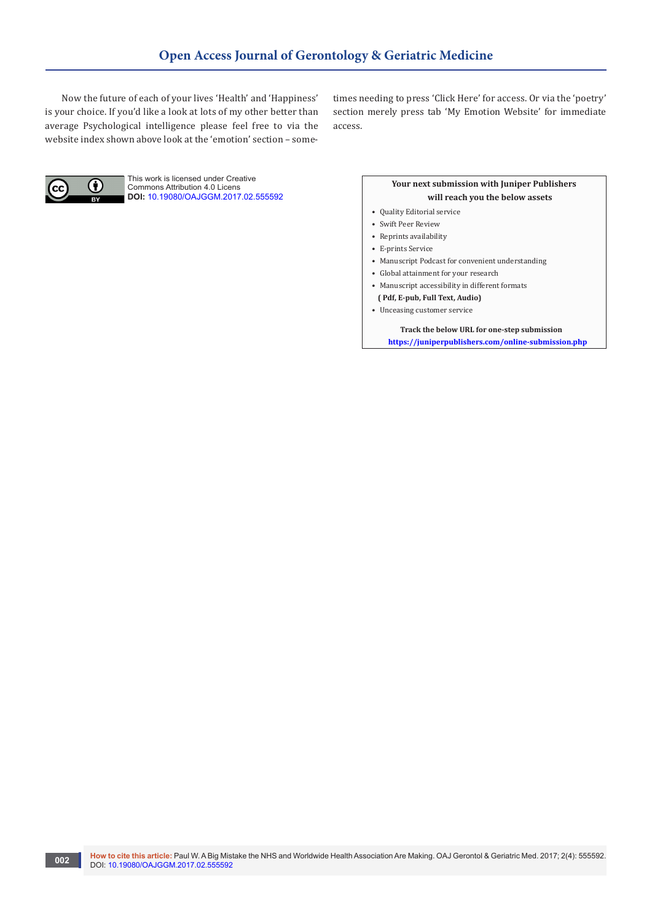Now the future of each of your lives 'Health' and 'Happiness' is your choice. If you'd like a look at lots of my other better than average Psychological intelligence please feel free to via the website index shown above look at the 'emotion' section – sometimes needing to press 'Click Here' for access. Or via the 'poetry' section merely press tab 'My Emotion Website' for immediate access.

This work is licensed under Creative Commons Attribution 4.0 Licens
**DOI:** 10.19080/OAJGGM.2017.02.555592

**Your next submission with Juniper Publishers will reach you the below assets**

- Quality Editorial service
- Swift Peer Review
- Reprints availability
- E-prints Service
- Manuscript Podcast for convenient understanding
- Global attainment for your research
- Manuscript accessibility in different formats
  **( Pdf, E-pub, Full Text, Audio)**
- Unceasing customer service

**Track the below URL for one-step submission**
**https://juniperpublishers.com/online-submission.php**

**How to cite this article:** Paul W. A Big Mistake the NHS and Worldwide Health Association Are Making. OAJ Gerontol & Geriatric Med. 2017; 2(4): 555592. DOI: 10.19080/OAJGGM.2017.02.555592